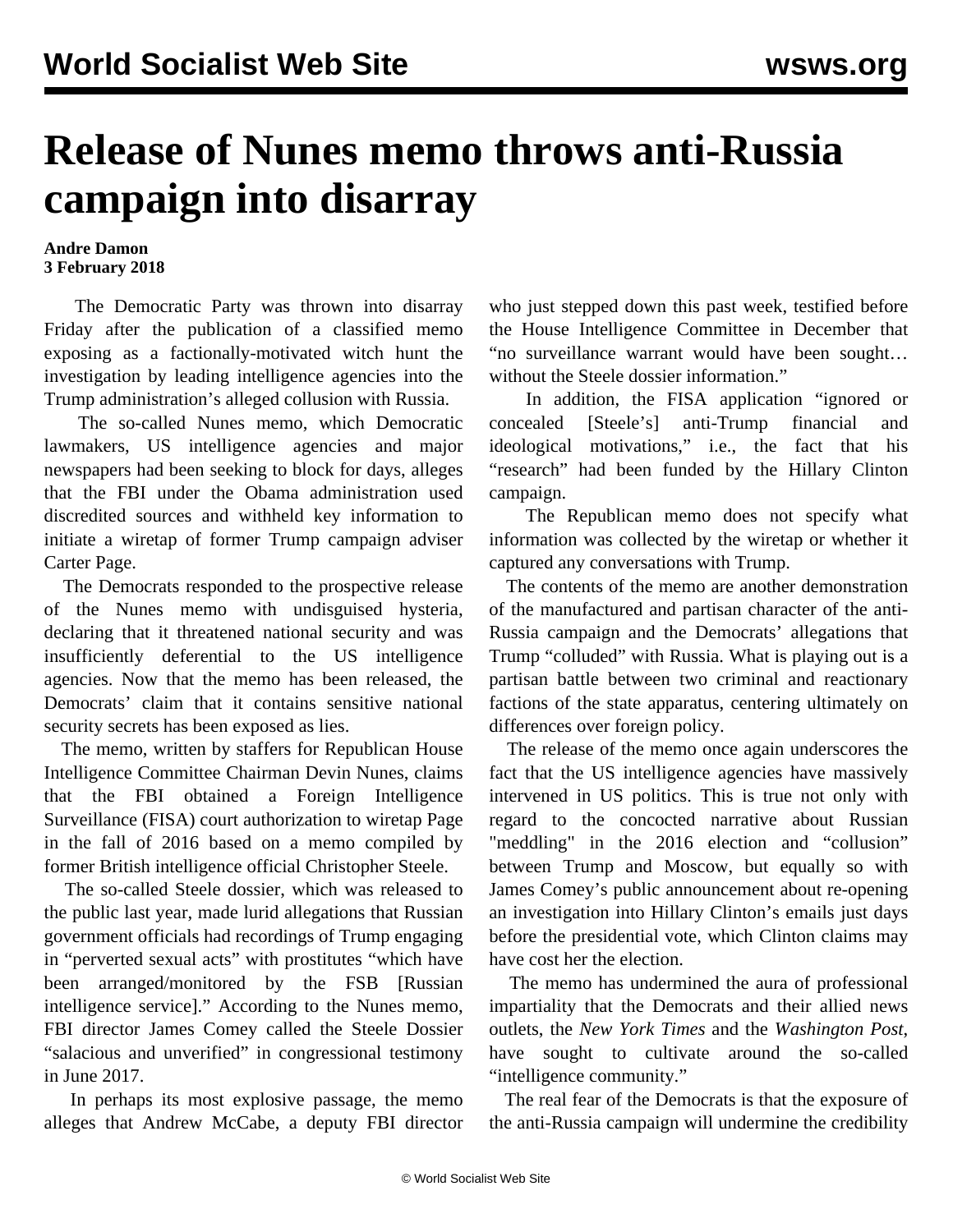# Release of Nunes memo throws anti-Russia campaign into disarray

**Andre Damon**
**3 February 2018**

The Democratic Party was thrown into disarray Friday after the publication of a classified memo exposing as a factionally-motivated witch hunt the investigation by leading intelligence agencies into the Trump administration's alleged collusion with Russia.

The so-called Nunes memo, which Democratic lawmakers, US intelligence agencies and major newspapers had been seeking to block for days, alleges that the FBI under the Obama administration used discredited sources and withheld key information to initiate a wiretap of former Trump campaign adviser Carter Page.

The Democrats responded to the prospective release of the Nunes memo with undisguised hysteria, declaring that it threatened national security and was insufficiently deferential to the US intelligence agencies. Now that the memo has been released, the Democrats' claim that it contains sensitive national security secrets has been exposed as lies.

The memo, written by staffers for Republican House Intelligence Committee Chairman Devin Nunes, claims that the FBI obtained a Foreign Intelligence Surveillance (FISA) court authorization to wiretap Page in the fall of 2016 based on a memo compiled by former British intelligence official Christopher Steele.

The so-called Steele dossier, which was released to the public last year, made lurid allegations that Russian government officials had recordings of Trump engaging in "perverted sexual acts" with prostitutes "which have been arranged/monitored by the FSB [Russian intelligence service]." According to the Nunes memo, FBI director James Comey called the Steele Dossier "salacious and unverified" in congressional testimony in June 2017.

In perhaps its most explosive passage, the memo alleges that Andrew McCabe, a deputy FBI director who just stepped down this past week, testified before the House Intelligence Committee in December that "no surveillance warrant would have been sought… without the Steele dossier information."

In addition, the FISA application "ignored or concealed [Steele's] anti-Trump financial and ideological motivations," i.e., the fact that his "research" had been funded by the Hillary Clinton campaign.

The Republican memo does not specify what information was collected by the wiretap or whether it captured any conversations with Trump.

The contents of the memo are another demonstration of the manufactured and partisan character of the anti-Russia campaign and the Democrats' allegations that Trump "colluded" with Russia. What is playing out is a partisan battle between two criminal and reactionary factions of the state apparatus, centering ultimately on differences over foreign policy.

The release of the memo once again underscores the fact that the US intelligence agencies have massively intervened in US politics. This is true not only with regard to the concocted narrative about Russian "meddling" in the 2016 election and "collusion" between Trump and Moscow, but equally so with James Comey's public announcement about re-opening an investigation into Hillary Clinton's emails just days before the presidential vote, which Clinton claims may have cost her the election.

The memo has undermined the aura of professional impartiality that the Democrats and their allied news outlets, the *New York Times* and the *Washington Post*, have sought to cultivate around the so-called "intelligence community."

The real fear of the Democrats is that the exposure of the anti-Russia campaign will undermine the credibility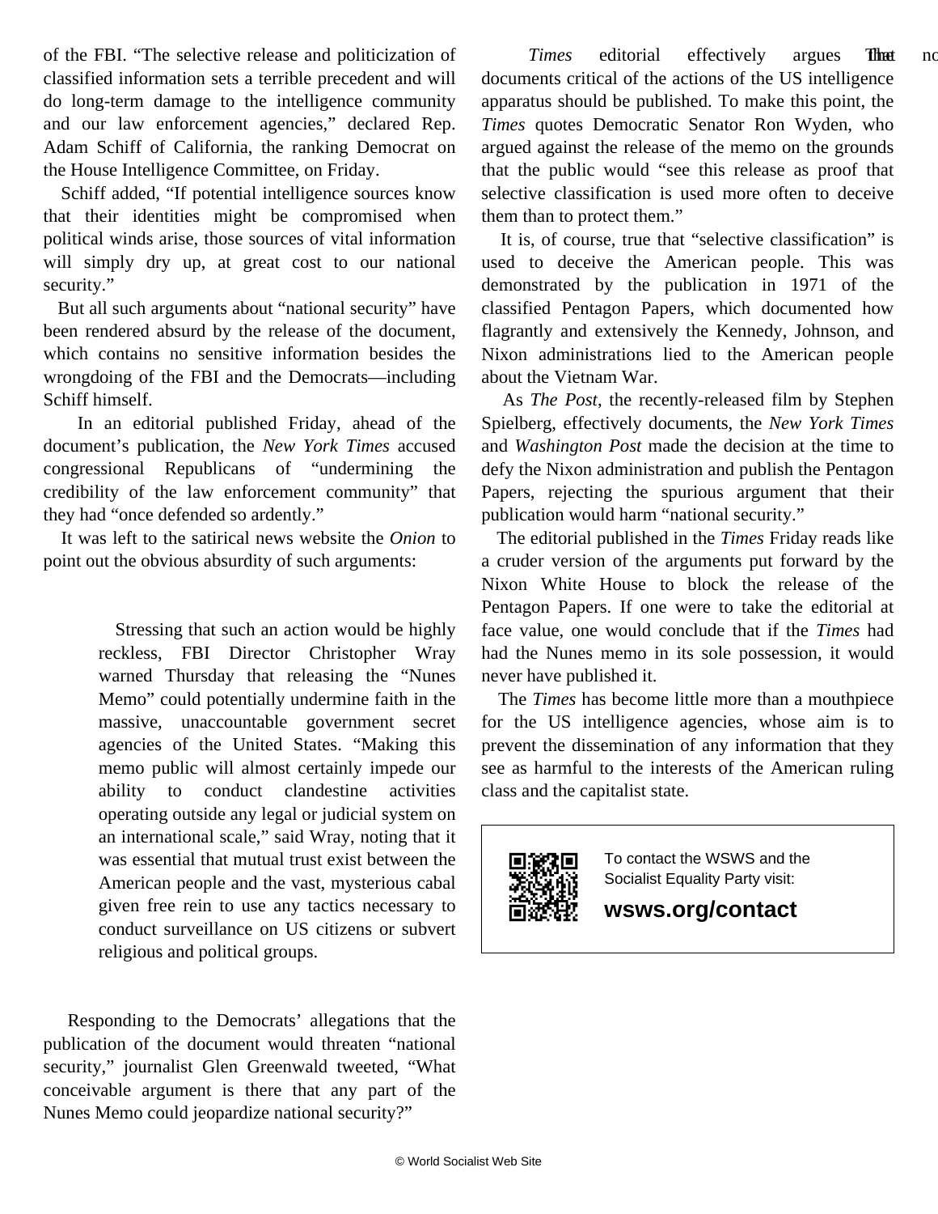of the FBI. "The selective release and politicization of classified information sets a terrible precedent and will do long-term damage to the intelligence community and our law enforcement agencies," declared Rep. Adam Schiff of California, the ranking Democrat on the House Intelligence Committee, on Friday.

Schiff added, "If potential intelligence sources know that their identities might be compromised when political winds arise, those sources of vital information will simply dry up, at great cost to our national security."

But all such arguments about "national security" have been rendered absurd by the release of the document, which contains no sensitive information besides the wrongdoing of the FBI and the Democrats—including Schiff himself.

In an editorial published Friday, ahead of the document's publication, the *New York Times* accused congressional Republicans of "undermining the credibility of the law enforcement community" that they had "once defended so ardently."

It was left to the satirical news website the *Onion* to point out the obvious absurdity of such arguments:

> Stressing that such an action would be highly reckless, FBI Director Christopher Wray warned Thursday that releasing the "Nunes Memo" could potentially undermine faith in the massive, unaccountable government secret agencies of the United States. "Making this memo public will almost certainly impede our ability to conduct clandestine activities operating outside any legal or judicial system on an international scale," said Wray, noting that it was essential that mutual trust exist between the American people and the vast, mysterious cabal given free rein to use any tactics necessary to conduct surveillance on US citizens or subvert religious and political groups.

Responding to the Democrats' allegations that the publication of the document would threaten "national security," journalist Glen Greenwald tweeted, "What conceivable argument is there that any part of the Nunes Memo could jeopardize national security?"

The *Times* editorial effectively argues that no documents critical of the actions of the US intelligence apparatus should be published. To make this point, the *Times* quotes Democratic Senator Ron Wyden, who argued against the release of the memo on the grounds that the public would "see this release as proof that selective classification is used more often to deceive them than to protect them."

It is, of course, true that "selective classification" is used to deceive the American people. This was demonstrated by the publication in 1971 of the classified Pentagon Papers, which documented how flagrantly and extensively the Kennedy, Johnson, and Nixon administrations lied to the American people about the Vietnam War.

As *The Post*, the recently-released film by Stephen Spielberg, effectively documents, the *New York Times* and *Washington Post* made the decision at the time to defy the Nixon administration and publish the Pentagon Papers, rejecting the spurious argument that their publication would harm "national security."

The editorial published in the *Times* Friday reads like a cruder version of the arguments put forward by the Nixon White House to block the release of the Pentagon Papers. If one were to take the editorial at face value, one would conclude that if the *Times* had had the Nunes memo in its sole possession, it would never have published it.

The *Times* has become little more than a mouthpiece for the US intelligence agencies, whose aim is to prevent the dissemination of any information that they see as harmful to the interests of the American ruling class and the capitalist state.

To contact the WSWS and the Socialist Equality Party visit:

**wsws.org/contact**